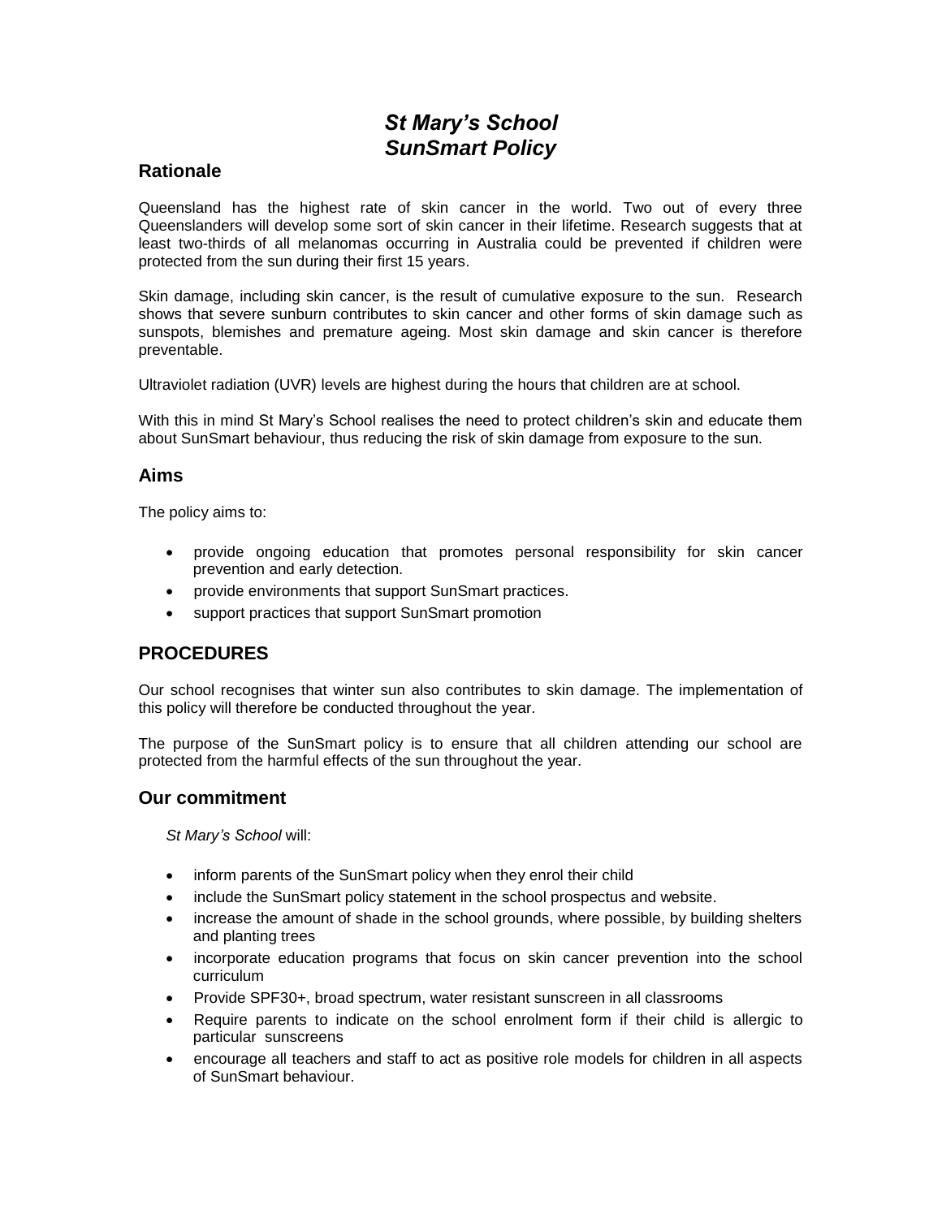# *St Mary's School*
# *SunSmart Policy*

## Rationale

Queensland has the highest rate of skin cancer in the world. Two out of every three Queenslanders will develop some sort of skin cancer in their lifetime. Research suggests that at least two-thirds of all melanomas occurring in Australia could be prevented if children were protected from the sun during their first 15 years.

Skin damage, including skin cancer, is the result of cumulative exposure to the sun. Research shows that severe sunburn contributes to skin cancer and other forms of skin damage such as sunspots, blemishes and premature ageing. Most skin damage and skin cancer is therefore preventable.

Ultraviolet radiation (UVR) levels are highest during the hours that children are at school.

With this in mind St Mary's School realises the need to protect children's skin and educate them about SunSmart behaviour, thus reducing the risk of skin damage from exposure to the sun.

## Aims

The policy aims to:

- provide ongoing education that promotes personal responsibility for skin cancer prevention and early detection.
- provide environments that support SunSmart practices.
- support practices that support SunSmart promotion

## PROCEDURES

Our school recognises that winter sun also contributes to skin damage. The implementation of this policy will therefore be conducted throughout the year.

The purpose of the SunSmart policy is to ensure that all children attending our school are protected from the harmful effects of the sun throughout the year.

## Our commitment

*St Mary's School* will:

- inform parents of the SunSmart policy when they enrol their child
- include the SunSmart policy statement in the school prospectus and website.
- increase the amount of shade in the school grounds, where possible, by building shelters and planting trees
- incorporate education programs that focus on skin cancer prevention into the school curriculum
- Provide SPF30+, broad spectrum, water resistant sunscreen in all classrooms
- Require parents to indicate on the school enrolment form if their child is allergic to particular sunscreens
- encourage all teachers and staff to act as positive role models for children in all aspects of SunSmart behaviour.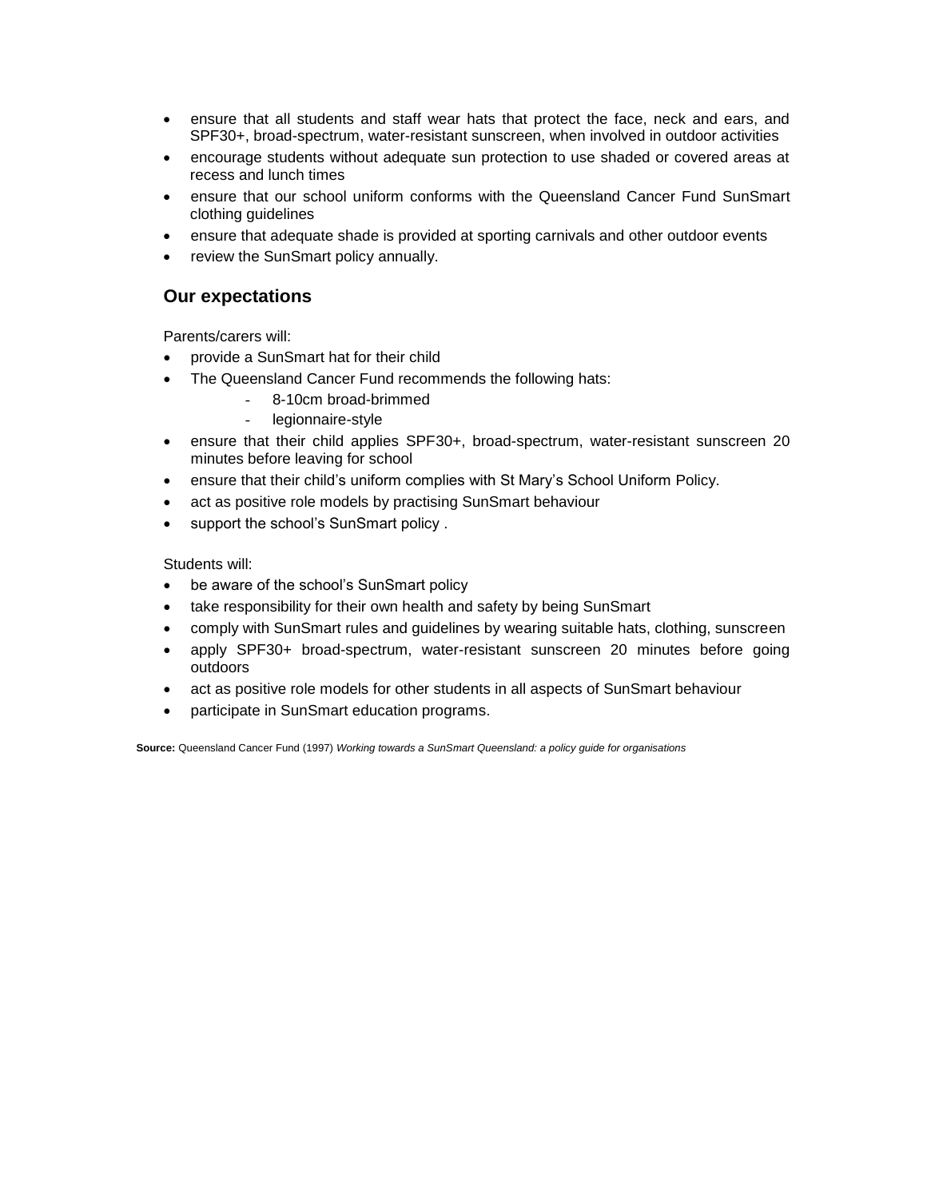- ensure that all students and staff wear hats that protect the face, neck and ears, and SPF30+, broad-spectrum, water-resistant sunscreen, when involved in outdoor activities
- encourage students without adequate sun protection to use shaded or covered areas at recess and lunch times
- ensure that our school uniform conforms with the Queensland Cancer Fund SunSmart clothing guidelines
- ensure that adequate shade is provided at sporting carnivals and other outdoor events
- review the SunSmart policy annually.

## Our expectations

Parents/carers will:

- provide a SunSmart hat for their child
- The Queensland Cancer Fund recommends the following hats:
    - 8-10cm broad-brimmed
    - legionnaire-style
- ensure that their child applies SPF30+, broad-spectrum, water-resistant sunscreen 20 minutes before leaving for school
- ensure that their child's uniform complies with St Mary's School Uniform Policy.
- act as positive role models by practising SunSmart behaviour
- support the school's SunSmart policy .

Students will:

- be aware of the school's SunSmart policy
- take responsibility for their own health and safety by being SunSmart
- comply with SunSmart rules and guidelines by wearing suitable hats, clothing, sunscreen
- apply SPF30+ broad-spectrum, water-resistant sunscreen 20 minutes before going outdoors
- act as positive role models for other students in all aspects of SunSmart behaviour
- participate in SunSmart education programs.

**Source:** Queensland Cancer Fund (1997) *Working towards a SunSmart Queensland: a policy guide for organisations*